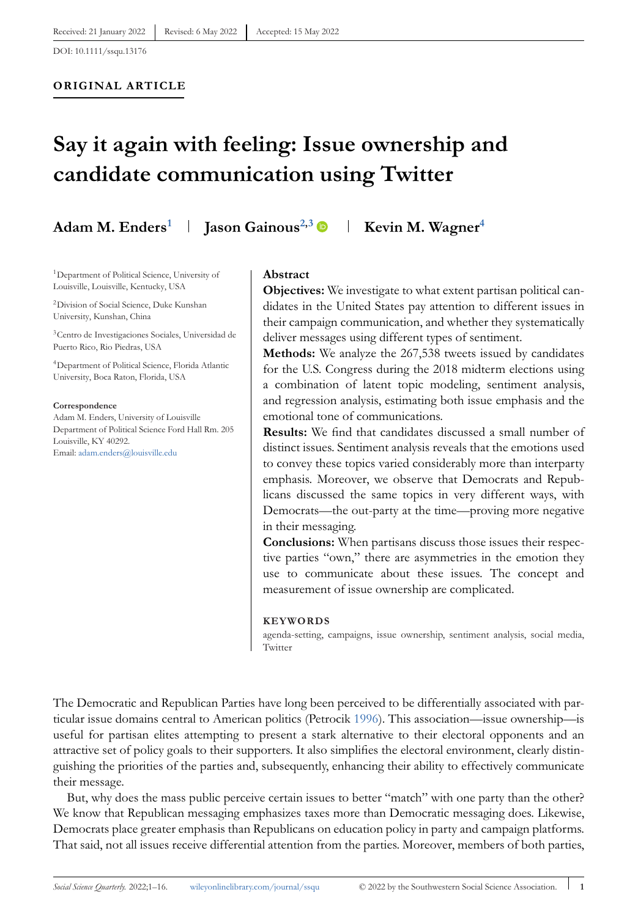Received: 21 January 2022 | Revised: 6 May 2022 | Accepted: 15 May 2022

DOI: 10.1111/ssqu.13176

**ORIGINAL ARTICLE**

# Say it again with feeling: Issue ownership and candidate communication using Twitter

**Adam M. Enders**[1] | **Jason Gainous**[2,3] | **Kevin M. Wagner**[4]

[1]Department of Political Science, University of Louisville, Louisville, Kentucky, USA

[2]Division of Social Science, Duke Kunshan University, Kunshan, China

[3]Centro de Investigaciones Sociales, Universidad de Puerto Rico, Río Piedras, USA

[4]Department of Political Science, Florida Atlantic University, Boca Raton, Florida, USA

**Correspondence**
Adam M. Enders, University of Louisville Department of Political Science Ford Hall Rm. 205 Louisville, KY 40292.
Email: adam.enders@louisville.edu

## Abstract

**Objectives:** We investigate to what extent partisan political candidates in the United States pay attention to different issues in their campaign communication, and whether they systematically deliver messages using different types of sentiment.

**Methods:** We analyze the 267,538 tweets issued by candidates for the U.S. Congress during the 2018 midterm elections using a combination of latent topic modeling, sentiment analysis, and regression analysis, estimating both issue emphasis and the emotional tone of communications.

**Results:** We find that candidates discussed a small number of distinct issues. Sentiment analysis reveals that the emotions used to convey these topics varied considerably more than interparty emphasis. Moreover, we observe that Democrats and Republicans discussed the same topics in very different ways, with Democrats—the out-party at the time—proving more negative in their messaging.

**Conclusions:** When partisans discuss those issues their respective parties "own," there are asymmetries in the emotion they use to communicate about these issues. The concept and measurement of issue ownership are complicated.

**KEYWORDS**

agenda-setting, campaigns, issue ownership, sentiment analysis, social media, Twitter

The Democratic and Republican Parties have long been perceived to be differentially associated with particular issue domains central to American politics (Petrocik 1996). This association—issue ownership—is useful for partisan elites attempting to present a stark alternative to their electoral opponents and an attractive set of policy goals to their supporters. It also simplifies the electoral environment, clearly distinguishing the priorities of the parties and, subsequently, enhancing their ability to effectively communicate their message.

But, why does the mass public perceive certain issues to better "match" with one party than the other? We know that Republican messaging emphasizes taxes more than Democratic messaging does. Likewise, Democrats place greater emphasis than Republicans on education policy in party and campaign platforms. That said, not all issues receive differential attention from the parties. Moreover, members of both parties,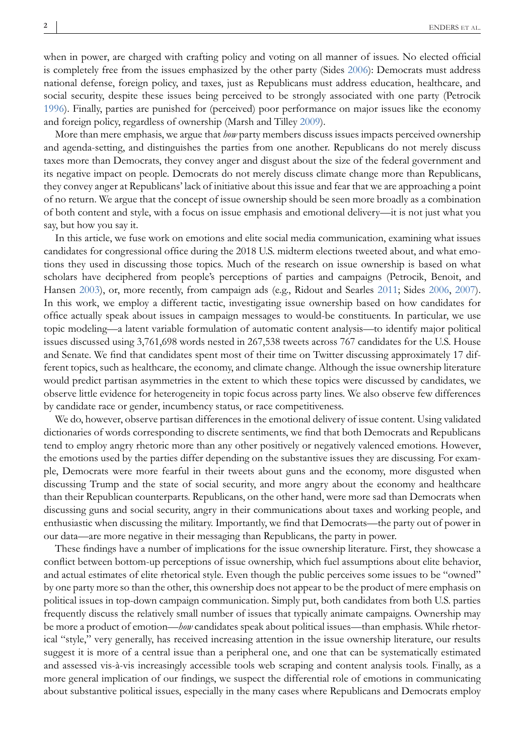when in power, are charged with crafting policy and voting on all manner of issues. No elected official is completely free from the issues emphasized by the other party (Sides 2006): Democrats must address national defense, foreign policy, and taxes, just as Republicans must address education, healthcare, and social security, despite these issues being perceived to be strongly associated with one party (Petrocik 1996). Finally, parties are punished for (perceived) poor performance on major issues like the economy and foreign policy, regardless of ownership (Marsh and Tilley 2009).

More than mere emphasis, we argue that *how* party members discuss issues impacts perceived ownership and agenda-setting, and distinguishes the parties from one another. Republicans do not merely discuss taxes more than Democrats, they convey anger and disgust about the size of the federal government and its negative impact on people. Democrats do not merely discuss climate change more than Republicans, they convey anger at Republicans' lack of initiative about this issue and fear that we are approaching a point of no return. We argue that the concept of issue ownership should be seen more broadly as a combination of both content and style, with a focus on issue emphasis and emotional delivery—it is not just what you say, but how you say it.

In this article, we fuse work on emotions and elite social media communication, examining what issues candidates for congressional office during the 2018 U.S. midterm elections tweeted about, and what emotions they used in discussing those topics. Much of the research on issue ownership is based on what scholars have deciphered from people's perceptions of parties and campaigns (Petrocik, Benoit, and Hansen 2003), or, more recently, from campaign ads (e.g., Ridout and Searles 2011; Sides 2006, 2007). In this work, we employ a different tactic, investigating issue ownership based on how candidates for office actually speak about issues in campaign messages to would-be constituents. In particular, we use topic modeling—a latent variable formulation of automatic content analysis—to identify major political issues discussed using 3,761,698 words nested in 267,538 tweets across 767 candidates for the U.S. House and Senate. We find that candidates spent most of their time on Twitter discussing approximately 17 different topics, such as healthcare, the economy, and climate change. Although the issue ownership literature would predict partisan asymmetries in the extent to which these topics were discussed by candidates, we observe little evidence for heterogeneity in topic focus across party lines. We also observe few differences by candidate race or gender, incumbency status, or race competitiveness.

We do, however, observe partisan differences in the emotional delivery of issue content. Using validated dictionaries of words corresponding to discrete sentiments, we find that both Democrats and Republicans tend to employ angry rhetoric more than any other positively or negatively valenced emotions. However, the emotions used by the parties differ depending on the substantive issues they are discussing. For example, Democrats were more fearful in their tweets about guns and the economy, more disgusted when discussing Trump and the state of social security, and more angry about the economy and healthcare than their Republican counterparts. Republicans, on the other hand, were more sad than Democrats when discussing guns and social security, angry in their communications about taxes and working people, and enthusiastic when discussing the military. Importantly, we find that Democrats—the party out of power in our data—are more negative in their messaging than Republicans, the party in power.

These findings have a number of implications for the issue ownership literature. First, they showcase a conflict between bottom-up perceptions of issue ownership, which fuel assumptions about elite behavior, and actual estimates of elite rhetorical style. Even though the public perceives some issues to be "owned" by one party more so than the other, this ownership does not appear to be the product of mere emphasis on political issues in top-down campaign communication. Simply put, both candidates from both U.S. parties frequently discuss the relatively small number of issues that typically animate campaigns. Ownership may be more a product of emotion—*how* candidates speak about political issues—than emphasis. While rhetorical "style," very generally, has received increasing attention in the issue ownership literature, our results suggest it is more of a central issue than a peripheral one, and one that can be systematically estimated and assessed vis-à-vis increasingly accessible tools web scraping and content analysis tools. Finally, as a more general implication of our findings, we suspect the differential role of emotions in communicating about substantive political issues, especially in the many cases where Republicans and Democrats employ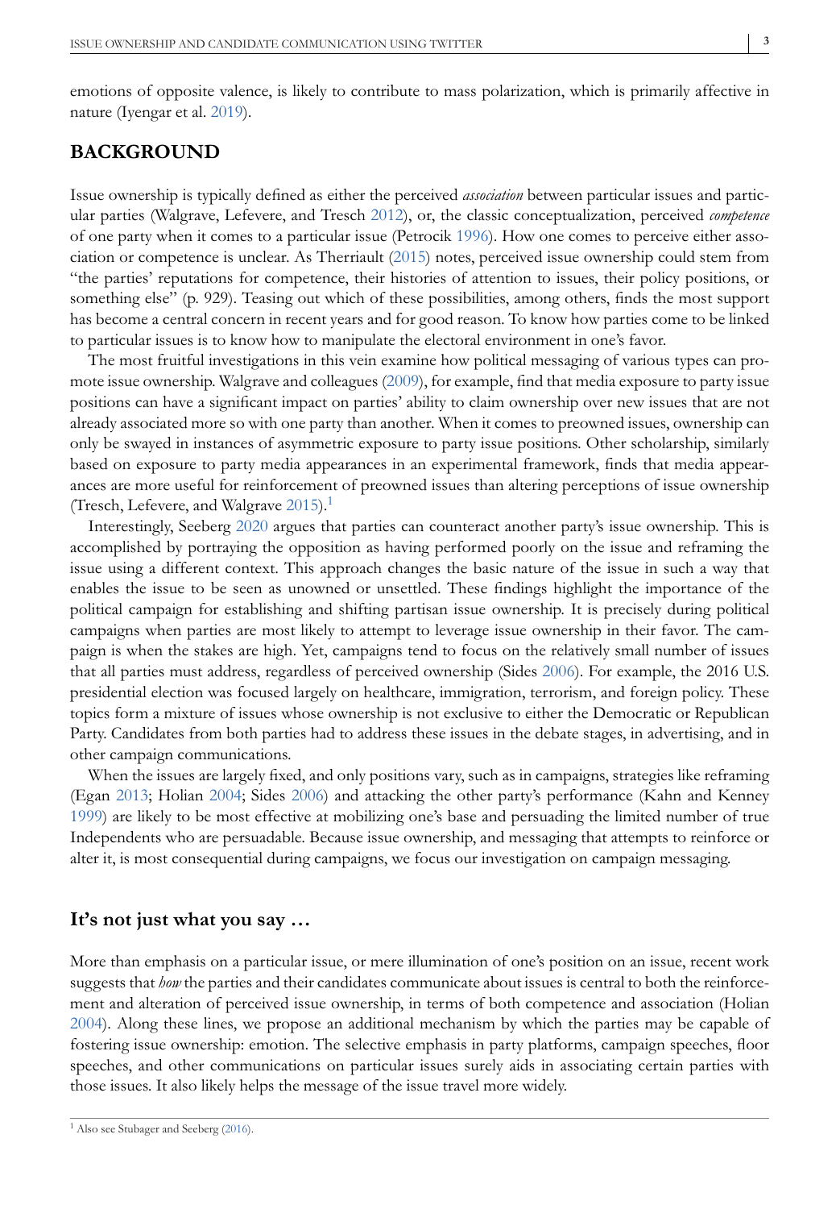emotions of opposite valence, is likely to contribute to mass polarization, which is primarily affective in nature (Iyengar et al. 2019).

## BACKGROUND

Issue ownership is typically defined as either the perceived *association* between particular issues and particular parties (Walgrave, Lefevere, and Tresch 2012), or, the classic conceptualization, perceived *competence* of one party when it comes to a particular issue (Petrocik 1996). How one comes to perceive either association or competence is unclear. As Therriault (2015) notes, perceived issue ownership could stem from "the parties' reputations for competence, their histories of attention to issues, their policy positions, or something else" (p. 929). Teasing out which of these possibilities, among others, finds the most support has become a central concern in recent years and for good reason. To know how parties come to be linked to particular issues is to know how to manipulate the electoral environment in one's favor.

The most fruitful investigations in this vein examine how political messaging of various types can promote issue ownership. Walgrave and colleagues (2009), for example, find that media exposure to party issue positions can have a significant impact on parties' ability to claim ownership over new issues that are not already associated more so with one party than another. When it comes to preowned issues, ownership can only be swayed in instances of asymmetric exposure to party issue positions. Other scholarship, similarly based on exposure to party media appearances in an experimental framework, finds that media appearances are more useful for reinforcement of preowned issues than altering perceptions of issue ownership (Tresch, Lefevere, and Walgrave 2015).[1]

Interestingly, Seeberg 2020 argues that parties can counteract another party's issue ownership. This is accomplished by portraying the opposition as having performed poorly on the issue and reframing the issue using a different context. This approach changes the basic nature of the issue in such a way that enables the issue to be seen as unowned or unsettled. These findings highlight the importance of the political campaign for establishing and shifting partisan issue ownership. It is precisely during political campaigns when parties are most likely to attempt to leverage issue ownership in their favor. The campaign is when the stakes are high. Yet, campaigns tend to focus on the relatively small number of issues that all parties must address, regardless of perceived ownership (Sides 2006). For example, the 2016 U.S. presidential election was focused largely on healthcare, immigration, terrorism, and foreign policy. These topics form a mixture of issues whose ownership is not exclusive to either the Democratic or Republican Party. Candidates from both parties had to address these issues in the debate stages, in advertising, and in other campaign communications.

When the issues are largely fixed, and only positions vary, such as in campaigns, strategies like reframing (Egan 2013; Holian 2004; Sides 2006) and attacking the other party's performance (Kahn and Kenney 1999) are likely to be most effective at mobilizing one's base and persuading the limited number of true Independents who are persuadable. Because issue ownership, and messaging that attempts to reinforce or alter it, is most consequential during campaigns, we focus our investigation on campaign messaging.

### It's not just what you say …

More than emphasis on a particular issue, or mere illumination of one's position on an issue, recent work suggests that *how* the parties and their candidates communicate about issues is central to both the reinforcement and alteration of perceived issue ownership, in terms of both competence and association (Holian 2004). Along these lines, we propose an additional mechanism by which the parties may be capable of fostering issue ownership: emotion. The selective emphasis in party platforms, campaign speeches, floor speeches, and other communications on particular issues surely aids in associating certain parties with those issues. It also likely helps the message of the issue travel more widely.

[1] Also see Stubager and Seeberg (2016).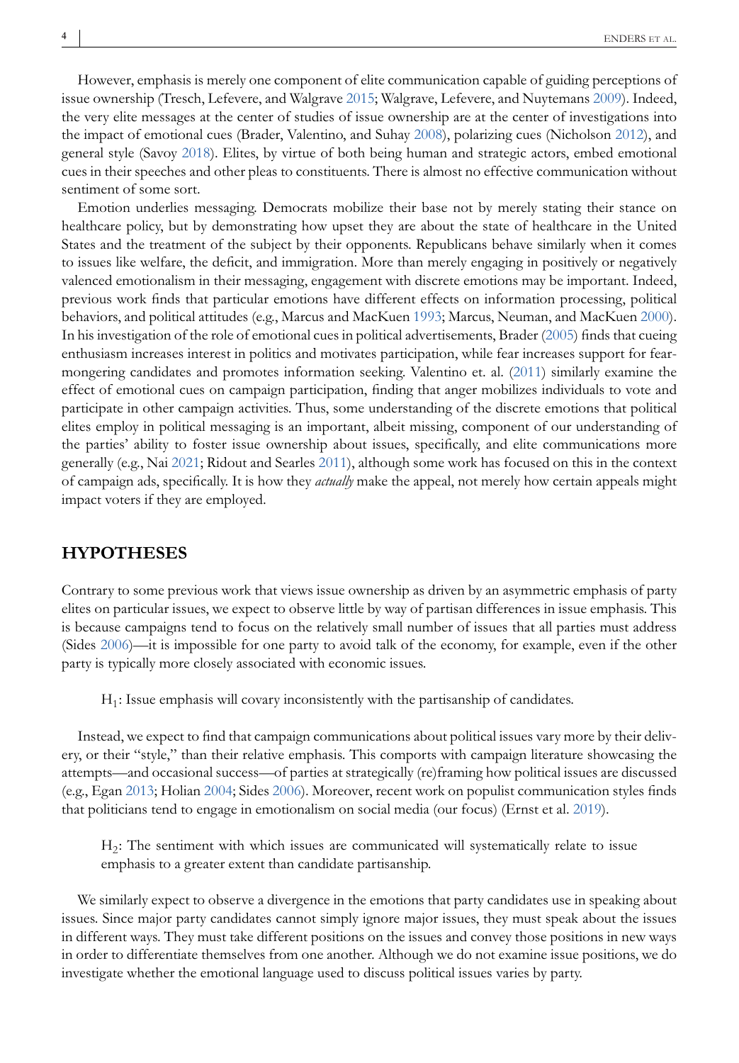However, emphasis is merely one component of elite communication capable of guiding perceptions of issue ownership (Tresch, Lefevere, and Walgrave 2015; Walgrave, Lefevere, and Nuytemans 2009). Indeed, the very elite messages at the center of studies of issue ownership are at the center of investigations into the impact of emotional cues (Brader, Valentino, and Suhay 2008), polarizing cues (Nicholson 2012), and general style (Savoy 2018). Elites, by virtue of both being human and strategic actors, embed emotional cues in their speeches and other pleas to constituents. There is almost no effective communication without sentiment of some sort.

Emotion underlies messaging. Democrats mobilize their base not by merely stating their stance on healthcare policy, but by demonstrating how upset they are about the state of healthcare in the United States and the treatment of the subject by their opponents. Republicans behave similarly when it comes to issues like welfare, the deficit, and immigration. More than merely engaging in positively or negatively valenced emotionalism in their messaging, engagement with discrete emotions may be important. Indeed, previous work finds that particular emotions have different effects on information processing, political behaviors, and political attitudes (e.g., Marcus and MacKuen 1993; Marcus, Neuman, and MacKuen 2000). In his investigation of the role of emotional cues in political advertisements, Brader (2005) finds that cueing enthusiasm increases interest in politics and motivates participation, while fear increases support for fear-mongering candidates and promotes information seeking. Valentino et. al. (2011) similarly examine the effect of emotional cues on campaign participation, finding that anger mobilizes individuals to vote and participate in other campaign activities. Thus, some understanding of the discrete emotions that political elites employ in political messaging is an important, albeit missing, component of our understanding of the parties' ability to foster issue ownership about issues, specifically, and elite communications more generally (e.g., Nai 2021; Ridout and Searles 2011), although some work has focused on this in the context of campaign ads, specifically. It is how they *actually* make the appeal, not merely how certain appeals might impact voters if they are employed.

## HYPOTHESES

Contrary to some previous work that views issue ownership as driven by an asymmetric emphasis of party elites on particular issues, we expect to observe little by way of partisan differences in issue emphasis. This is because campaigns tend to focus on the relatively small number of issues that all parties must address (Sides 2006)—it is impossible for one party to avoid talk of the economy, for example, even if the other party is typically more closely associated with economic issues.

> $H_1$: Issue emphasis will covary inconsistently with the partisanship of candidates.

Instead, we expect to find that campaign communications about political issues vary more by their delivery, or their "style," than their relative emphasis. This comports with campaign literature showcasing the attempts—and occasional success—of parties at strategically (re)framing how political issues are discussed (e.g., Egan 2013; Holian 2004; Sides 2006). Moreover, recent work on populist communication styles finds that politicians tend to engage in emotionalism on social media (our focus) (Ernst et al. 2019).

> $H_2$: The sentiment with which issues are communicated will systematically relate to issue emphasis to a greater extent than candidate partisanship.

We similarly expect to observe a divergence in the emotions that party candidates use in speaking about issues. Since major party candidates cannot simply ignore major issues, they must speak about the issues in different ways. They must take different positions on the issues and convey those positions in new ways in order to differentiate themselves from one another. Although we do not examine issue positions, we do investigate whether the emotional language used to discuss political issues varies by party.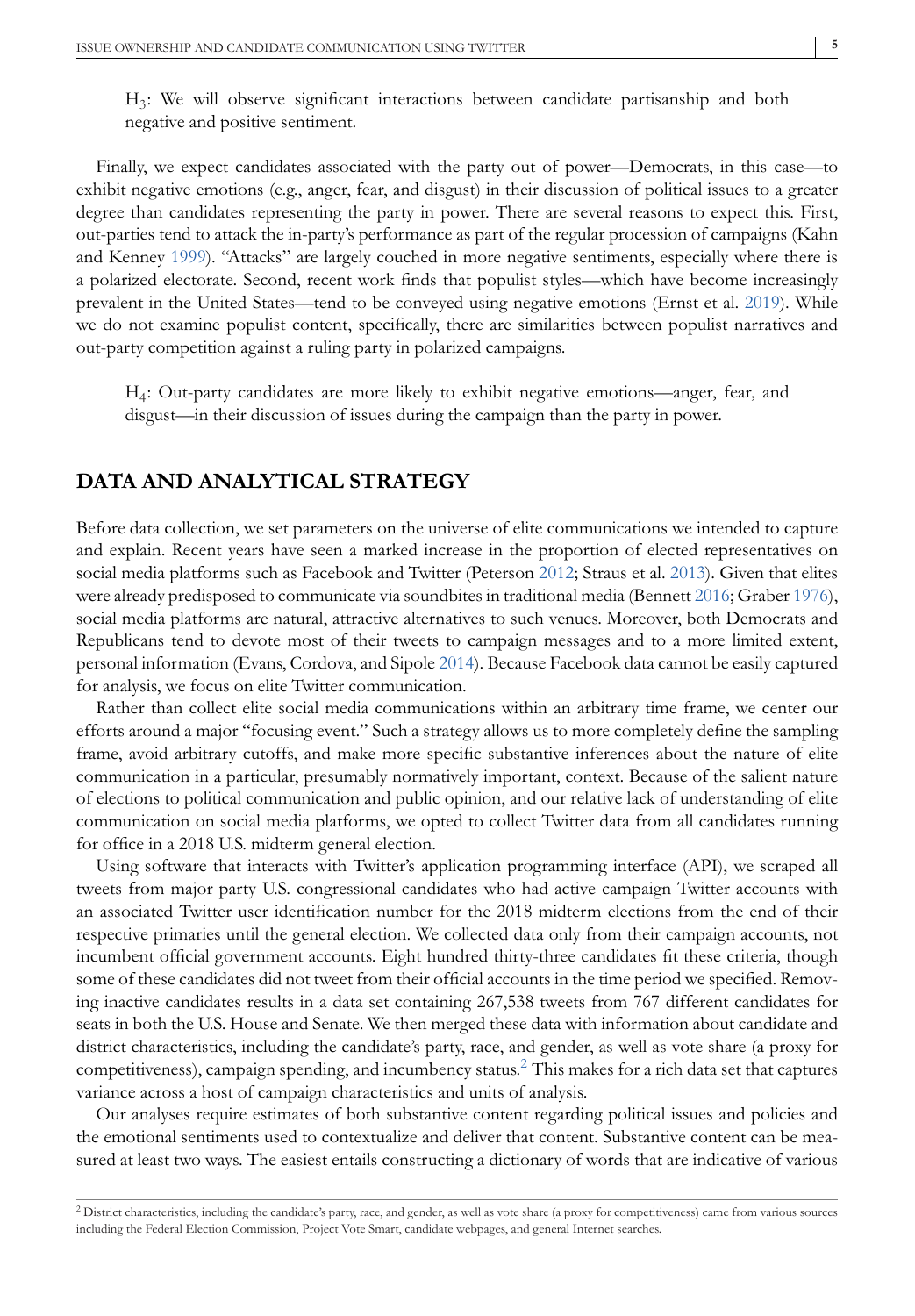$H_3$: We will observe significant interactions between candidate partisanship and both negative and positive sentiment.

Finally, we expect candidates associated with the party out of power—Democrats, in this case—to exhibit negative emotions (e.g., anger, fear, and disgust) in their discussion of political issues to a greater degree than candidates representing the party in power. There are several reasons to expect this. First, out-parties tend to attack the in-party's performance as part of the regular procession of campaigns (Kahn and Kenney 1999). "Attacks" are largely couched in more negative sentiments, especially where there is a polarized electorate. Second, recent work finds that populist styles—which have become increasingly prevalent in the United States—tend to be conveyed using negative emotions (Ernst et al. 2019). While we do not examine populist content, specifically, there are similarities between populist narratives and out-party competition against a ruling party in polarized campaigns.

$H_4$: Out-party candidates are more likely to exhibit negative emotions—anger, fear, and disgust—in their discussion of issues during the campaign than the party in power.

## DATA AND ANALYTICAL STRATEGY

Before data collection, we set parameters on the universe of elite communications we intended to capture and explain. Recent years have seen a marked increase in the proportion of elected representatives on social media platforms such as Facebook and Twitter (Peterson 2012; Straus et al. 2013). Given that elites were already predisposed to communicate via soundbites in traditional media (Bennett 2016; Graber 1976), social media platforms are natural, attractive alternatives to such venues. Moreover, both Democrats and Republicans tend to devote most of their tweets to campaign messages and to a more limited extent, personal information (Evans, Cordova, and Sipole 2014). Because Facebook data cannot be easily captured for analysis, we focus on elite Twitter communication.

Rather than collect elite social media communications within an arbitrary time frame, we center our efforts around a major "focusing event." Such a strategy allows us to more completely define the sampling frame, avoid arbitrary cutoffs, and make more specific substantive inferences about the nature of elite communication in a particular, presumably normatively important, context. Because of the salient nature of elections to political communication and public opinion, and our relative lack of understanding of elite communication on social media platforms, we opted to collect Twitter data from all candidates running for office in a 2018 U.S. midterm general election.

Using software that interacts with Twitter's application programming interface (API), we scraped all tweets from major party U.S. congressional candidates who had active campaign Twitter accounts with an associated Twitter user identification number for the 2018 midterm elections from the end of their respective primaries until the general election. We collected data only from their campaign accounts, not incumbent official government accounts. Eight hundred thirty-three candidates fit these criteria, though some of these candidates did not tweet from their official accounts in the time period we specified. Removing inactive candidates results in a data set containing 267,538 tweets from 767 different candidates for seats in both the U.S. House and Senate. We then merged these data with information about candidate and district characteristics, including the candidate's party, race, and gender, as well as vote share (a proxy for competitiveness), campaign spending, and incumbency status.[2] This makes for a rich data set that captures variance across a host of campaign characteristics and units of analysis.

Our analyses require estimates of both substantive content regarding political issues and policies and the emotional sentiments used to contextualize and deliver that content. Substantive content can be measured at least two ways. The easiest entails constructing a dictionary of words that are indicative of various

[2] District characteristics, including the candidate's party, race, and gender, as well as vote share (a proxy for competitiveness) came from various sources including the Federal Election Commission, Project Vote Smart, candidate webpages, and general Internet searches.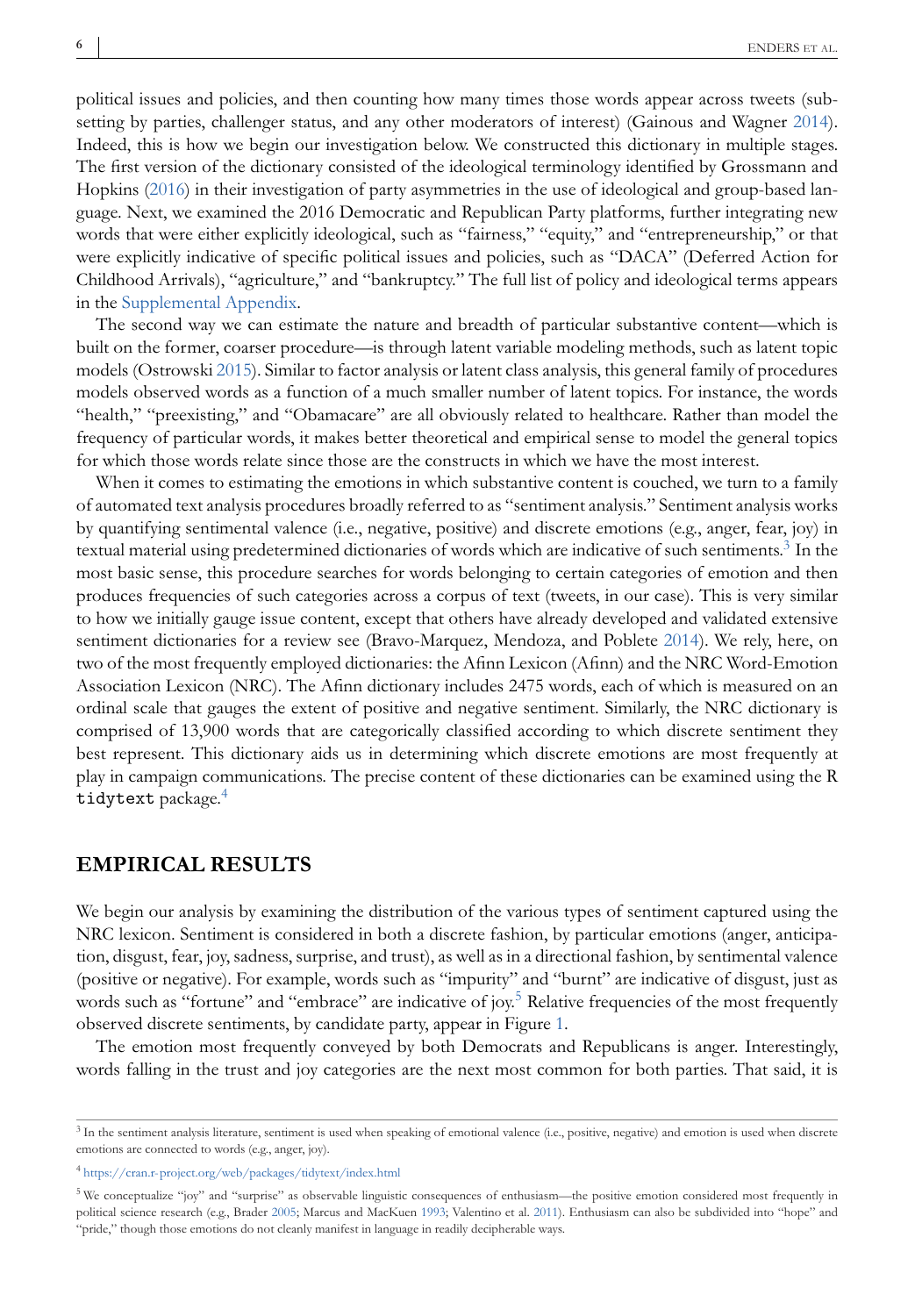political issues and policies, and then counting how many times those words appear across tweets (subsetting by parties, challenger status, and any other moderators of interest) (Gainous and Wagner 2014). Indeed, this is how we begin our investigation below. We constructed this dictionary in multiple stages. The first version of the dictionary consisted of the ideological terminology identified by Grossmann and Hopkins (2016) in their investigation of party asymmetries in the use of ideological and group-based language. Next, we examined the 2016 Democratic and Republican Party platforms, further integrating new words that were either explicitly ideological, such as "fairness," "equity," and "entrepreneurship," or that were explicitly indicative of specific political issues and policies, such as "DACA" (Deferred Action for Childhood Arrivals), "agriculture," and "bankruptcy." The full list of policy and ideological terms appears in the Supplemental Appendix.

The second way we can estimate the nature and breadth of particular substantive content—which is built on the former, coarser procedure—is through latent variable modeling methods, such as latent topic models (Ostrowski 2015). Similar to factor analysis or latent class analysis, this general family of procedures models observed words as a function of a much smaller number of latent topics. For instance, the words "health," "preexisting," and "Obamacare" are all obviously related to healthcare. Rather than model the frequency of particular words, it makes better theoretical and empirical sense to model the general topics for which those words relate since those are the constructs in which we have the most interest.

When it comes to estimating the emotions in which substantive content is couched, we turn to a family of automated text analysis procedures broadly referred to as "sentiment analysis." Sentiment analysis works by quantifying sentimental valence (i.e., negative, positive) and discrete emotions (e.g., anger, fear, joy) in textual material using predetermined dictionaries of words which are indicative of such sentiments.[3] In the most basic sense, this procedure searches for words belonging to certain categories of emotion and then produces frequencies of such categories across a corpus of text (tweets, in our case). This is very similar to how we initially gauge issue content, except that others have already developed and validated extensive sentiment dictionaries for a review see (Bravo-Marquez, Mendoza, and Poblete 2014). We rely, here, on two of the most frequently employed dictionaries: the Afinn Lexicon (Afinn) and the NRC Word-Emotion Association Lexicon (NRC). The Afinn dictionary includes 2475 words, each of which is measured on an ordinal scale that gauges the extent of positive and negative sentiment. Similarly, the NRC dictionary is comprised of 13,900 words that are categorically classified according to which discrete sentiment they best represent. This dictionary aids us in determining which discrete emotions are most frequently at play in campaign communications. The precise content of these dictionaries can be examined using the R `tidytext` package.[4]

## EMPIRICAL RESULTS

We begin our analysis by examining the distribution of the various types of sentiment captured using the NRC lexicon. Sentiment is considered in both a discrete fashion, by particular emotions (anger, anticipation, disgust, fear, joy, sadness, surprise, and trust), as well as in a directional fashion, by sentimental valence (positive or negative). For example, words such as "impurity" and "burnt" are indicative of disgust, just as words such as "fortune" and "embrace" are indicative of joy.[5] Relative frequencies of the most frequently observed discrete sentiments, by candidate party, appear in Figure 1.

The emotion most frequently conveyed by both Democrats and Republicans is anger. Interestingly, words falling in the trust and joy categories are the next most common for both parties. That said, it is

---

[3] In the sentiment analysis literature, sentiment is used when speaking of emotional valence (i.e., positive, negative) and emotion is used when discrete emotions are connected to words (e.g., anger, joy).

[4] https://cran.r-project.org/web/packages/tidytext/index.html

[5] We conceptualize "joy" and "surprise" as observable linguistic consequences of enthusiasm—the positive emotion considered most frequently in political science research (e.g., Brader 2005; Marcus and MacKuen 1993; Valentino et al. 2011). Enthusiasm can also be subdivided into "hope" and "pride," though those emotions do not cleanly manifest in language in readily decipherable ways.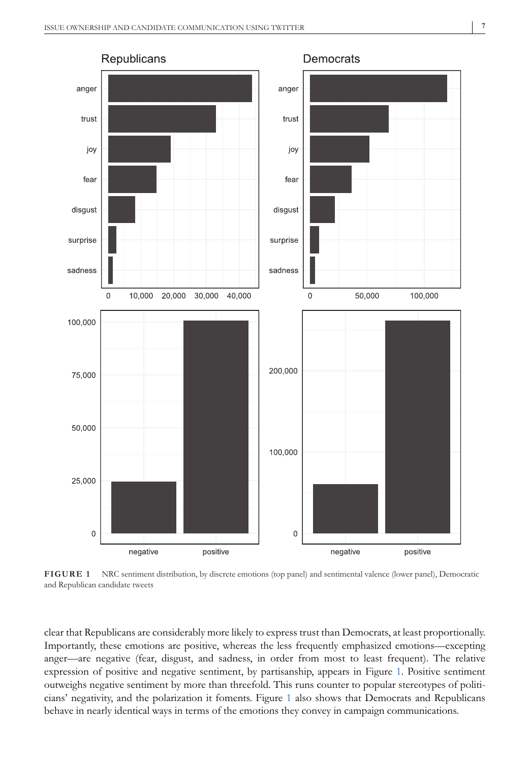**FIGURE 1** NRC sentiment distribution, by discrete emotions (top panel) and sentimental valence (lower panel), Democratic and Republican candidate tweets

clear that Republicans are considerably more likely to express trust than Democrats, at least proportionally. Importantly, these emotions are positive, whereas the less frequently emphasized emotions—excepting anger—are negative (fear, disgust, and sadness, in order from most to least frequent). The relative expression of positive and negative sentiment, by partisanship, appears in Figure 1. Positive sentiment outweighs negative sentiment by more than threefold. This runs counter to popular stereotypes of politicians' negativity, and the polarization it foments. Figure 1 also shows that Democrats and Republicans behave in nearly identical ways in terms of the emotions they convey in campaign communications.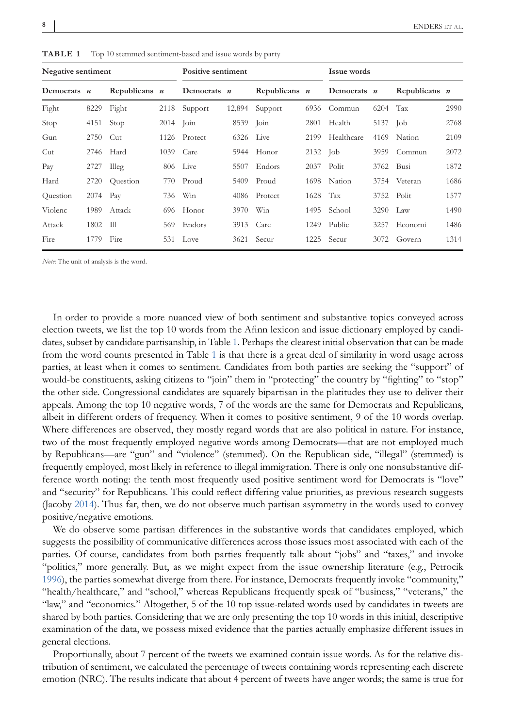**TABLE 1** Top 10 stemmed sentiment-based and issue words by party

| Negative sentiment | | | | Positive sentiment | | | | Issue words | | | |
|---|---|---|---|---|---|---|---|---|---|---|---|
| **Democrats** | ***n*** | **Republicans** | ***n*** | **Democrats** | ***n*** | **Republicans** | ***n*** | **Democrats** | ***n*** | **Republicans** | ***n*** |
| Fight | 8229 | Fight | 2118 | Support | 12,894 | Support | 6936 | Commun | 6204 | Tax | 2990 |
| Stop | 4151 | Stop | 2014 | Join | 8539 | Join | 2801 | Health | 5137 | Job | 2768 |
| Gun | 2750 | Cut | 1126 | Protect | 6326 | Live | 2199 | Healthcare | 4169 | Nation | 2109 |
| Cut | 2746 | Hard | 1039 | Care | 5944 | Honor | 2132 | Job | 3959 | Commun | 2072 |
| Pay | 2727 | Illeg | 806 | Live | 5507 | Endors | 2037 | Polit | 3762 | Busi | 1872 |
| Hard | 2720 | Question | 770 | Proud | 5409 | Proud | 1698 | Nation | 3754 | Veteran | 1686 |
| Question | 2074 | Pay | 736 | Win | 4086 | Protect | 1628 | Tax | 3752 | Polit | 1577 |
| Violenc | 1989 | Attack | 696 | Honor | 3970 | Win | 1495 | School | 3290 | Law | 1490 |
| Attack | 1802 | Ill | 569 | Endors | 3913 | Care | 1249 | Public | 3257 | Economi | 1486 |
| Fire | 1779 | Fire | 531 | Love | 3621 | Secur | 1225 | Secur | 3072 | Govern | 1314 |

*Note*: The unit of analysis is the word.

In order to provide a more nuanced view of both sentiment and substantive topics conveyed across election tweets, we list the top 10 words from the Afinn lexicon and issue dictionary employed by candidates, subset by candidate partisanship, in Table 1. Perhaps the clearest initial observation that can be made from the word counts presented in Table 1 is that there is a great deal of similarity in word usage across parties, at least when it comes to sentiment. Candidates from both parties are seeking the "support" of would-be constituents, asking citizens to "join" them in "protecting" the country by "fighting" to "stop" the other side. Congressional candidates are squarely bipartisan in the platitudes they use to deliver their appeals. Among the top 10 negative words, 7 of the words are the same for Democrats and Republicans, albeit in different orders of frequency. When it comes to positive sentiment, 9 of the 10 words overlap. Where differences are observed, they mostly regard words that are also political in nature. For instance, two of the most frequently employed negative words among Democrats—that are not employed much by Republicans—are "gun" and "violence" (stemmed). On the Republican side, "illegal" (stemmed) is frequently employed, most likely in reference to illegal immigration. There is only one nonsubstantive difference worth noting: the tenth most frequently used positive sentiment word for Democrats is "love" and "security" for Republicans. This could reflect differing value priorities, as previous research suggests (Jacoby 2014). Thus far, then, we do not observe much partisan asymmetry in the words used to convey positive/negative emotions.

We do observe some partisan differences in the substantive words that candidates employed, which suggests the possibility of communicative differences across those issues most associated with each of the parties. Of course, candidates from both parties frequently talk about "jobs" and "taxes," and invoke "politics," more generally. But, as we might expect from the issue ownership literature (e.g., Petrocik 1996), the parties somewhat diverge from there. For instance, Democrats frequently invoke "community," "health/healthcare," and "school," whereas Republicans frequently speak of "business," "veterans," the "law," and "economics." Altogether, 5 of the 10 top issue-related words used by candidates in tweets are shared by both parties. Considering that we are only presenting the top 10 words in this initial, descriptive examination of the data, we possess mixed evidence that the parties actually emphasize different issues in general elections.

Proportionally, about 7 percent of the tweets we examined contain issue words. As for the relative distribution of sentiment, we calculated the percentage of tweets containing words representing each discrete emotion (NRC). The results indicate that about 4 percent of tweets have anger words; the same is true for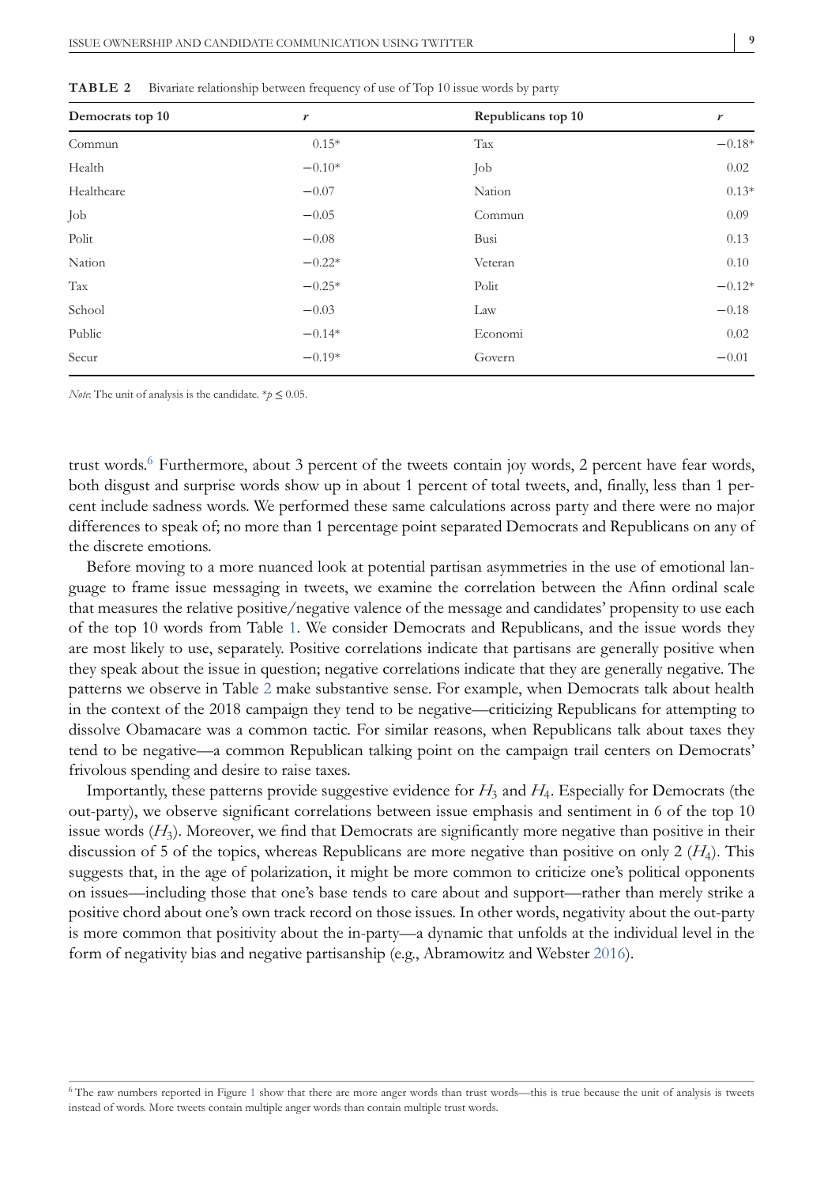**TABLE 2** Bivariate relationship between frequency of use of Top 10 issue words by party

| Democrats top 10 | *r* | Republicans top 10 | *r* |
|---|---|---|---|
| Commun | 0.15* | Tax | −0.18* |
| Health | −0.10* | Job | 0.02 |
| Healthcare | −0.07 | Nation | 0.13* |
| Job | −0.05 | Commun | 0.09 |
| Polit | −0.08 | Busi | 0.13 |
| Nation | −0.22* | Veteran | 0.10 |
| Tax | −0.25* | Polit | −0.12* |
| School | −0.03 | Law | −0.18 |
| Public | −0.14* | Economi | 0.02 |
| Secur | −0.19* | Govern | −0.01 |

*Note*: The unit of analysis is the candidate. *$p \leq 0.05$.

trust words.[6] Furthermore, about 3 percent of the tweets contain joy words, 2 percent have fear words, both disgust and surprise words show up in about 1 percent of total tweets, and, finally, less than 1 percent include sadness words. We performed these same calculations across party and there were no major differences to speak of; no more than 1 percentage point separated Democrats and Republicans on any of the discrete emotions.

Before moving to a more nuanced look at potential partisan asymmetries in the use of emotional language to frame issue messaging in tweets, we examine the correlation between the Afinn ordinal scale that measures the relative positive/negative valence of the message and candidates' propensity to use each of the top 10 words from Table 1. We consider Democrats and Republicans, and the issue words they are most likely to use, separately. Positive correlations indicate that partisans are generally positive when they speak about the issue in question; negative correlations indicate that they are generally negative. The patterns we observe in Table 2 make substantive sense. For example, when Democrats talk about health in the context of the 2018 campaign they tend to be negative—criticizing Republicans for attempting to dissolve Obamacare was a common tactic. For similar reasons, when Republicans talk about taxes they tend to be negative—a common Republican talking point on the campaign trail centers on Democrats' frivolous spending and desire to raise taxes.

Importantly, these patterns provide suggestive evidence for $H_3$ and $H_4$. Especially for Democrats (the out-party), we observe significant correlations between issue emphasis and sentiment in 6 of the top 10 issue words ($H_3$). Moreover, we find that Democrats are significantly more negative than positive in their discussion of 5 of the topics, whereas Republicans are more negative than positive on only 2 ($H_4$). This suggests that, in the age of polarization, it might be more common to criticize one's political opponents on issues—including those that one's base tends to care about and support—rather than merely strike a positive chord about one's own track record on those issues. In other words, negativity about the out-party is more common that positivity about the in-party—a dynamic that unfolds at the individual level in the form of negativity bias and negative partisanship (e.g., Abramowitz and Webster 2016).

[6] The raw numbers reported in Figure 1 show that there are more anger words than trust words—this is true because the unit of analysis is tweets instead of words. More tweets contain multiple anger words than contain multiple trust words.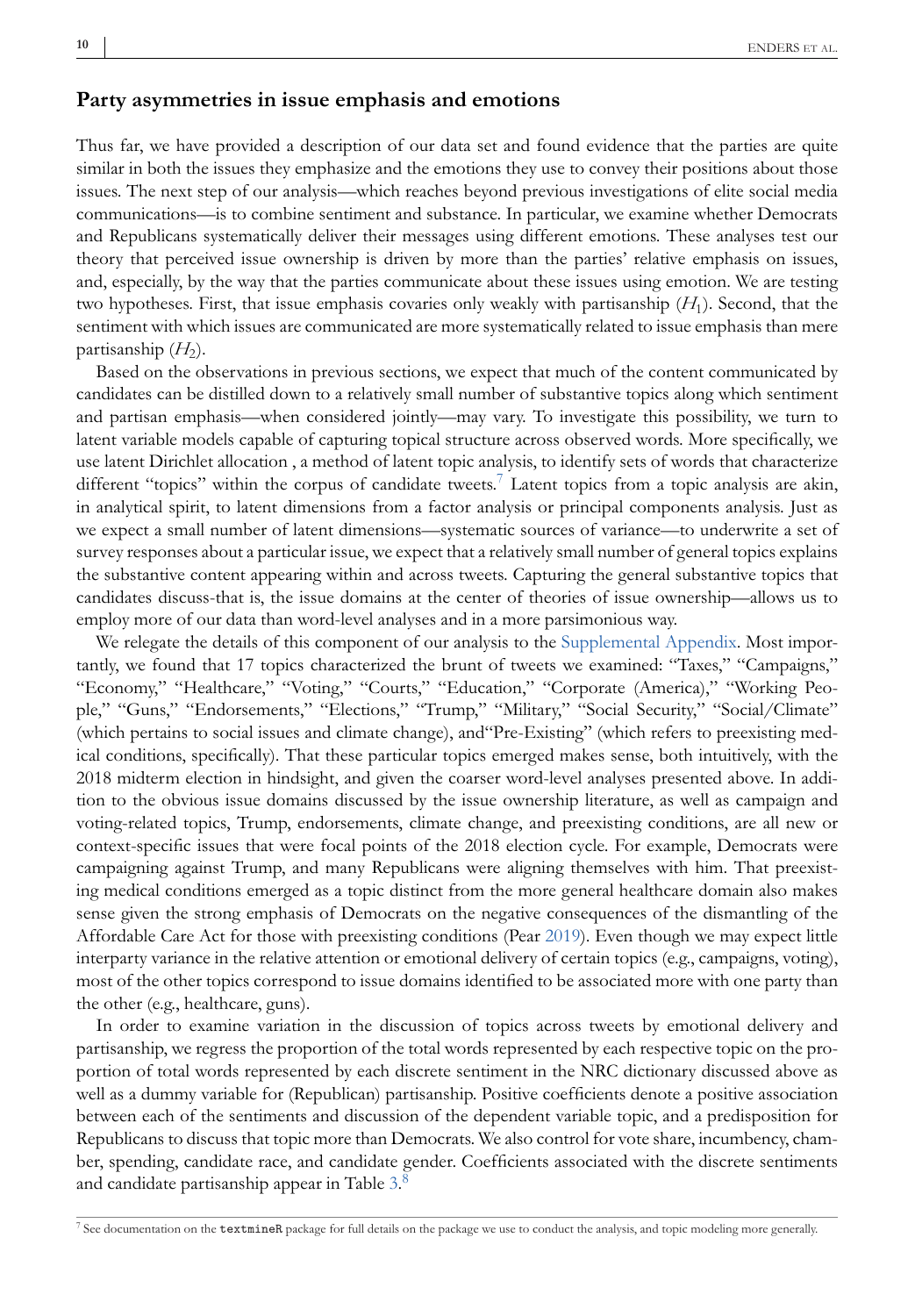## Party asymmetries in issue emphasis and emotions

Thus far, we have provided a description of our data set and found evidence that the parties are quite similar in both the issues they emphasize and the emotions they use to convey their positions about those issues. The next step of our analysis—which reaches beyond previous investigations of elite social media communications—is to combine sentiment and substance. In particular, we examine whether Democrats and Republicans systematically deliver their messages using different emotions. These analyses test our theory that perceived issue ownership is driven by more than the parties' relative emphasis on issues, and, especially, by the way that the parties communicate about these issues using emotion. We are testing two hypotheses. First, that issue emphasis covaries only weakly with partisanship ($H_1$). Second, that the sentiment with which issues are communicated are more systematically related to issue emphasis than mere partisanship ($H_2$).

Based on the observations in previous sections, we expect that much of the content communicated by candidates can be distilled down to a relatively small number of substantive topics along which sentiment and partisan emphasis—when considered jointly—may vary. To investigate this possibility, we turn to latent variable models capable of capturing topical structure across observed words. More specifically, we use latent Dirichlet allocation , a method of latent topic analysis, to identify sets of words that characterize different "topics" within the corpus of candidate tweets.[7] Latent topics from a topic analysis are akin, in analytical spirit, to latent dimensions from a factor analysis or principal components analysis. Just as we expect a small number of latent dimensions—systematic sources of variance—to underwrite a set of survey responses about a particular issue, we expect that a relatively small number of general topics explains the substantive content appearing within and across tweets. Capturing the general substantive topics that candidates discuss-that is, the issue domains at the center of theories of issue ownership—allows us to employ more of our data than word-level analyses and in a more parsimonious way.

We relegate the details of this component of our analysis to the Supplemental Appendix. Most importantly, we found that 17 topics characterized the brunt of tweets we examined: "Taxes," "Campaigns," "Economy," "Healthcare," "Voting," "Courts," "Education," "Corporate (America)," "Working People," "Guns," "Endorsements," "Elections," "Trump," "Military," "Social Security," "Social/Climate" (which pertains to social issues and climate change), and"Pre-Existing" (which refers to preexisting medical conditions, specifically). That these particular topics emerged makes sense, both intuitively, with the 2018 midterm election in hindsight, and given the coarser word-level analyses presented above. In addition to the obvious issue domains discussed by the issue ownership literature, as well as campaign and voting-related topics, Trump, endorsements, climate change, and preexisting conditions, are all new or context-specific issues that were focal points of the 2018 election cycle. For example, Democrats were campaigning against Trump, and many Republicans were aligning themselves with him. That preexisting medical conditions emerged as a topic distinct from the more general healthcare domain also makes sense given the strong emphasis of Democrats on the negative consequences of the dismantling of the Affordable Care Act for those with preexisting conditions (Pear 2019). Even though we may expect little interparty variance in the relative attention or emotional delivery of certain topics (e.g., campaigns, voting), most of the other topics correspond to issue domains identified to be associated more with one party than the other (e.g., healthcare, guns).

In order to examine variation in the discussion of topics across tweets by emotional delivery and partisanship, we regress the proportion of the total words represented by each respective topic on the proportion of total words represented by each discrete sentiment in the NRC dictionary discussed above as well as a dummy variable for (Republican) partisanship. Positive coefficients denote a positive association between each of the sentiments and discussion of the dependent variable topic, and a predisposition for Republicans to discuss that topic more than Democrats. We also control for vote share, incumbency, chamber, spending, candidate race, and candidate gender. Coefficients associated with the discrete sentiments and candidate partisanship appear in Table 3.[8]

[7] See documentation on the `textmineR` package for full details on the package we use to conduct the analysis, and topic modeling more generally.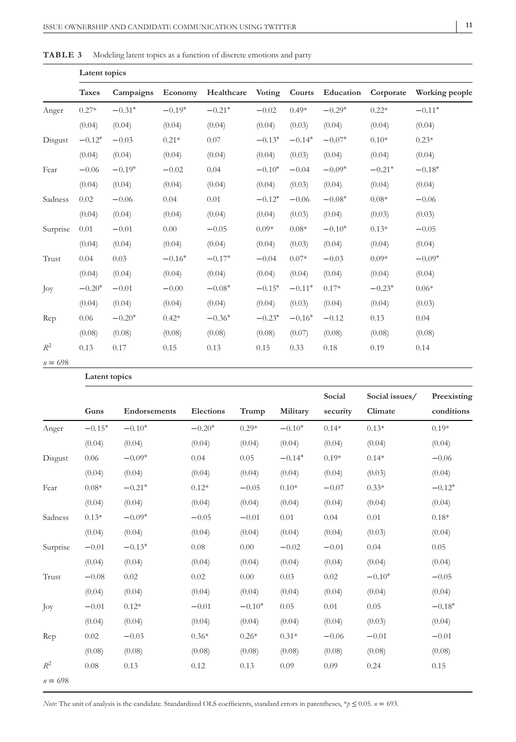**TABLE 3** Modeling latent topics as a function of discrete emotions and party

| | Latent topics | | | | | | | | |
|---|---|---|---|---|---|---|---|---|---|
| | Taxes | Campaigns | Economy | Healthcare | Voting | Courts | Education | Corporate | Working people |
| Anger | 0.27* | −0.31* | −0.19* | −0.21* | −0.02 | 0.49* | −0.29* | 0.22* | −0.11* |
| | (0.04) | (0.04) | (0.04) | (0.04) | (0.04) | (0.03) | (0.04) | (0.04) | (0.04) |
| Disgust | −0.12* | −0.03 | 0.21* | 0.07 | −0.13* | −0.14* | −0.07* | 0.10* | 0.23* |
| | (0.04) | (0.04) | (0.04) | (0.04) | (0.04) | (0.03) | (0.04) | (0.04) | (0.04) |
| Fear | −0.06 | −0.19* | −0.02 | 0.04 | −0.10* | −0.04 | −0.09* | −0.21* | −0.18* |
| | (0.04) | (0.04) | (0.04) | (0.04) | (0.04) | (0.03) | (0.04) | (0.04) | (0.04) |
| Sadness | 0.02 | −0.06 | 0.04 | 0.01 | −0.12* | −0.06 | −0.08* | 0.08* | −0.06 |
| | (0.04) | (0.04) | (0.04) | (0.04) | (0.04) | (0.03) | (0.04) | (0.03) | (0.03) |
| Surprise | 0.01 | −0.01 | 0.00 | −0.05 | 0.09* | 0.08* | −0.10* | 0.13* | −0.05 |
| | (0.04) | (0.04) | (0.04) | (0.04) | (0.04) | (0.03) | (0.04) | (0.04) | (0.04) |
| Trust | 0.04 | 0.03 | −0.16* | −0.17* | −0.04 | 0.07* | −0.03 | 0.09* | −0.09* |
| | (0.04) | (0.04) | (0.04) | (0.04) | (0.04) | (0.04) | (0.04) | (0.04) | (0.04) |
| Joy | −0.20* | −0.01 | −0.00 | −0.08* | −0.15* | −0.11* | 0.17* | −0.23* | 0.06* |
| | (0.04) | (0.04) | (0.04) | (0.04) | (0.04) | (0.03) | (0.04) | (0.04) | (0.03) |
| Rep | 0.06 | −0.20* | 0.42* | −0.36* | −0.23* | −0.16* | −0.12 | 0.13 | 0.04 |
| | (0.08) | (0.08) | (0.08) | (0.08) | (0.08) | (0.07) | (0.08) | (0.08) | (0.08) |
| $R^2$ | 0.13 | 0.17 | 0.15 | 0.13 | 0.15 | 0.33 | 0.18 | 0.19 | 0.14 |
| $n = 698$ | | | | | | | | | |

| | Latent topics | | | | | | | |
|---|---|---|---|---|---|---|---|---|
| | Guns | Endorsements | Elections | Trump | Military | Social security | Social issues/ Climate | Preexisting conditions |
| Anger | −0.15* | −0.10* | −0.20* | 0.29* | −0.10* | 0.14* | 0.13* | 0.19* |
| | (0.04) | (0.04) | (0.04) | (0.04) | (0.04) | (0.04) | (0.04) | (0.04) |
| Disgust | 0.06 | −0.09* | 0.04 | 0.05 | −0.14* | 0.19* | 0.14* | −0.06 |
| | (0.04) | (0.04) | (0.04) | (0.04) | (0.04) | (0.04) | (0.03) | (0.04) |
| Fear | 0.08* | −0.21* | 0.12* | −0.05 | 0.10* | −0.07 | 0.33* | −0.12* |
| | (0.04) | (0.04) | (0.04) | (0.04) | (0.04) | (0.04) | (0.04) | (0.04) |
| Sadness | 0.13* | −0.09* | −0.05 | −0.01 | 0.01 | 0.04 | 0.01 | 0.18* |
| | (0.04) | (0.04) | (0.04) | (0.04) | (0.04) | (0.04) | (0.03) | (0.04) |
| Surprise | −0.01 | −0.13* | 0.08 | 0.00 | −0.02 | −0.01 | 0.04 | 0.05 |
| | (0.04) | (0.04) | (0.04) | (0.04) | (0.04) | (0.04) | (0.04) | (0.04) |
| Trust | −0.08 | 0.02 | 0.02 | 0.00 | 0.03 | 0.02 | −0.10* | −0.05 |
| | (0.04) | (0.04) | (0.04) | (0.04) | (0.04) | (0.04) | (0.04) | (0.04) |
| Joy | −0.01 | 0.12* | −0.01 | −0.10* | 0.05 | 0.01 | 0.05 | −0.18* |
| | (0.04) | (0.04) | (0.04) | (0.04) | (0.04) | (0.04) | (0.03) | (0.04) |
| Rep | 0.02 | −0.03 | 0.36* | 0.26* | 0.31* | −0.06 | −0.01 | −0.01 |
| | (0.08) | (0.08) | (0.08) | (0.08) | (0.08) | (0.08) | (0.08) | (0.08) |
| $R^2$ | 0.08 | 0.13 | 0.12 | 0.13 | 0.09 | 0.09 | 0.24 | 0.15 |
| $n = 698$ | | | | | | | | |

*Note*: The unit of analysis is the candidate. Standardized OLS coefficients, standard errors in parentheses, $*p \leq 0.05$. $n = 693$.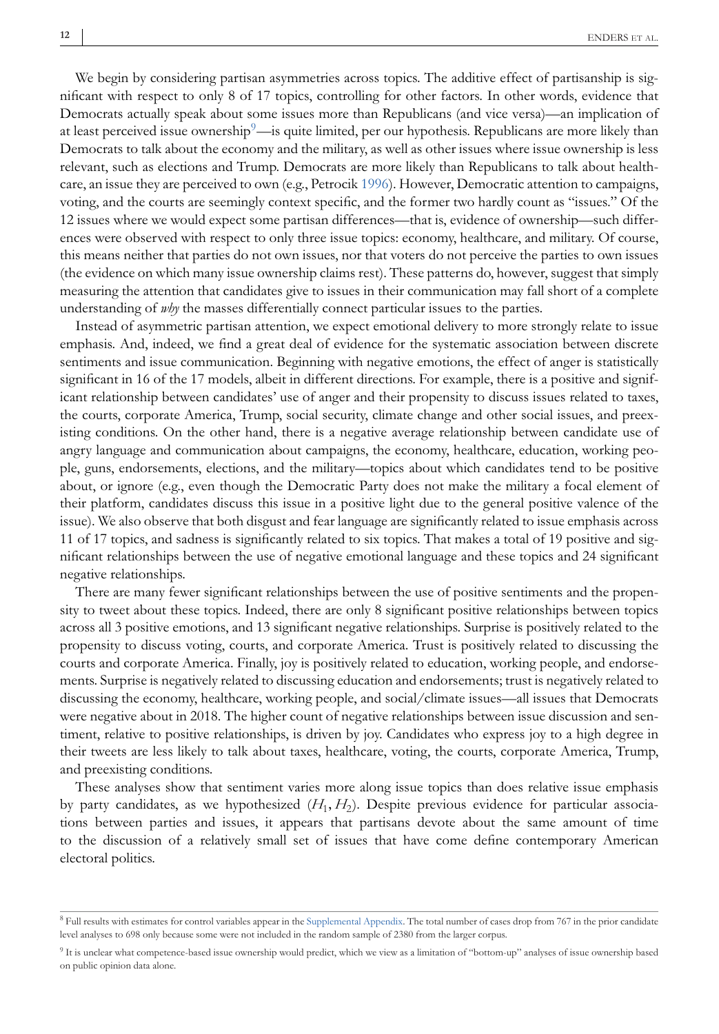We begin by considering partisan asymmetries across topics. The additive effect of partisanship is significant with respect to only 8 of 17 topics, controlling for other factors. In other words, evidence that Democrats actually speak about some issues more than Republicans (and vice versa)—an implication of at least perceived issue ownership[9]—is quite limited, per our hypothesis. Republicans are more likely than Democrats to talk about the economy and the military, as well as other issues where issue ownership is less relevant, such as elections and Trump. Democrats are more likely than Republicans to talk about healthcare, an issue they are perceived to own (e.g., Petrocik 1996). However, Democratic attention to campaigns, voting, and the courts are seemingly context specific, and the former two hardly count as "issues." Of the 12 issues where we would expect some partisan differences—that is, evidence of ownership—such differences were observed with respect to only three issue topics: economy, healthcare, and military. Of course, this means neither that parties do not own issues, nor that voters do not perceive the parties to own issues (the evidence on which many issue ownership claims rest). These patterns do, however, suggest that simply measuring the attention that candidates give to issues in their communication may fall short of a complete understanding of *why* the masses differentially connect particular issues to the parties.

Instead of asymmetric partisan attention, we expect emotional delivery to more strongly relate to issue emphasis. And, indeed, we find a great deal of evidence for the systematic association between discrete sentiments and issue communication. Beginning with negative emotions, the effect of anger is statistically significant in 16 of the 17 models, albeit in different directions. For example, there is a positive and significant relationship between candidates' use of anger and their propensity to discuss issues related to taxes, the courts, corporate America, Trump, social security, climate change and other social issues, and preexisting conditions. On the other hand, there is a negative average relationship between candidate use of angry language and communication about campaigns, the economy, healthcare, education, working people, guns, endorsements, elections, and the military—topics about which candidates tend to be positive about, or ignore (e.g., even though the Democratic Party does not make the military a focal element of their platform, candidates discuss this issue in a positive light due to the general positive valence of the issue). We also observe that both disgust and fear language are significantly related to issue emphasis across 11 of 17 topics, and sadness is significantly related to six topics. That makes a total of 19 positive and significant relationships between the use of negative emotional language and these topics and 24 significant negative relationships.

There are many fewer significant relationships between the use of positive sentiments and the propensity to tweet about these topics. Indeed, there are only 8 significant positive relationships between topics across all 3 positive emotions, and 13 significant negative relationships. Surprise is positively related to the propensity to discuss voting, courts, and corporate America. Trust is positively related to discussing the courts and corporate America. Finally, joy is positively related to education, working people, and endorsements. Surprise is negatively related to discussing education and endorsements; trust is negatively related to discussing the economy, healthcare, working people, and social/climate issues—all issues that Democrats were negative about in 2018. The higher count of negative relationships between issue discussion and sentiment, relative to positive relationships, is driven by joy. Candidates who express joy to a high degree in their tweets are less likely to talk about taxes, healthcare, voting, the courts, corporate America, Trump, and preexisting conditions.

These analyses show that sentiment varies more along issue topics than does relative issue emphasis by party candidates, as we hypothesized ($H_1$, $H_2$). Despite previous evidence for particular associations between parties and issues, it appears that partisans devote about the same amount of time to the discussion of a relatively small set of issues that have come define contemporary American electoral politics.

---

[8] Full results with estimates for control variables appear in the Supplemental Appendix. The total number of cases drop from 767 in the prior candidate level analyses to 698 only because some were not included in the random sample of 2380 from the larger corpus.

[9] It is unclear what competence-based issue ownership would predict, which we view as a limitation of "bottom-up" analyses of issue ownership based on public opinion data alone.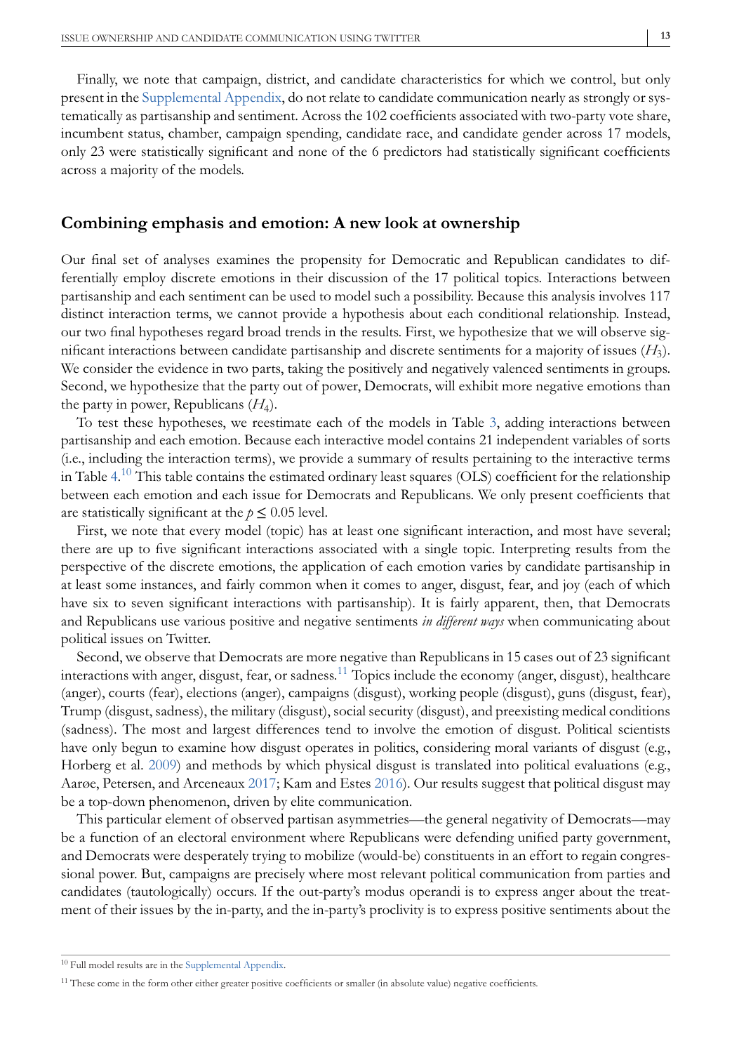Finally, we note that campaign, district, and candidate characteristics for which we control, but only present in the Supplemental Appendix, do not relate to candidate communication nearly as strongly or systematically as partisanship and sentiment. Across the 102 coefficients associated with two-party vote share, incumbent status, chamber, campaign spending, candidate race, and candidate gender across 17 models, only 23 were statistically significant and none of the 6 predictors had statistically significant coefficients across a majority of the models.

## Combining emphasis and emotion: A new look at ownership

Our final set of analyses examines the propensity for Democratic and Republican candidates to differentially employ discrete emotions in their discussion of the 17 political topics. Interactions between partisanship and each sentiment can be used to model such a possibility. Because this analysis involves 117 distinct interaction terms, we cannot provide a hypothesis about each conditional relationship. Instead, our two final hypotheses regard broad trends in the results. First, we hypothesize that we will observe significant interactions between candidate partisanship and discrete sentiments for a majority of issues ($H_3$). We consider the evidence in two parts, taking the positively and negatively valenced sentiments in groups. Second, we hypothesize that the party out of power, Democrats, will exhibit more negative emotions than the party in power, Republicans ($H_4$).

To test these hypotheses, we reestimate each of the models in Table 3, adding interactions between partisanship and each emotion. Because each interactive model contains 21 independent variables of sorts (i.e., including the interaction terms), we provide a summary of results pertaining to the interactive terms in Table 4.[10] This table contains the estimated ordinary least squares (OLS) coefficient for the relationship between each emotion and each issue for Democrats and Republicans. We only present coefficients that are statistically significant at the $p \leq 0.05$ level.

First, we note that every model (topic) has at least one significant interaction, and most have several; there are up to five significant interactions associated with a single topic. Interpreting results from the perspective of the discrete emotions, the application of each emotion varies by candidate partisanship in at least some instances, and fairly common when it comes to anger, disgust, fear, and joy (each of which have six to seven significant interactions with partisanship). It is fairly apparent, then, that Democrats and Republicans use various positive and negative sentiments *in different ways* when communicating about political issues on Twitter.

Second, we observe that Democrats are more negative than Republicans in 15 cases out of 23 significant interactions with anger, disgust, fear, or sadness.[11] Topics include the economy (anger, disgust), healthcare (anger), courts (fear), elections (anger), campaigns (disgust), working people (disgust), guns (disgust, fear), Trump (disgust, sadness), the military (disgust), social security (disgust), and preexisting medical conditions (sadness). The most and largest differences tend to involve the emotion of disgust. Political scientists have only begun to examine how disgust operates in politics, considering moral variants of disgust (e.g., Horberg et al. 2009) and methods by which physical disgust is translated into political evaluations (e.g., Aarøe, Petersen, and Arceneaux 2017; Kam and Estes 2016). Our results suggest that political disgust may be a top-down phenomenon, driven by elite communication.

This particular element of observed partisan asymmetries—the general negativity of Democrats—may be a function of an electoral environment where Republicans were defending unified party government, and Democrats were desperately trying to mobilize (would-be) constituents in an effort to regain congressional power. But, campaigns are precisely where most relevant political communication from parties and candidates (tautologically) occurs. If the out-party's modus operandi is to express anger about the treatment of their issues by the in-party, and the in-party's proclivity is to express positive sentiments about the

[10] Full model results are in the Supplemental Appendix.

[11] These come in the form other either greater positive coefficients or smaller (in absolute value) negative coefficients.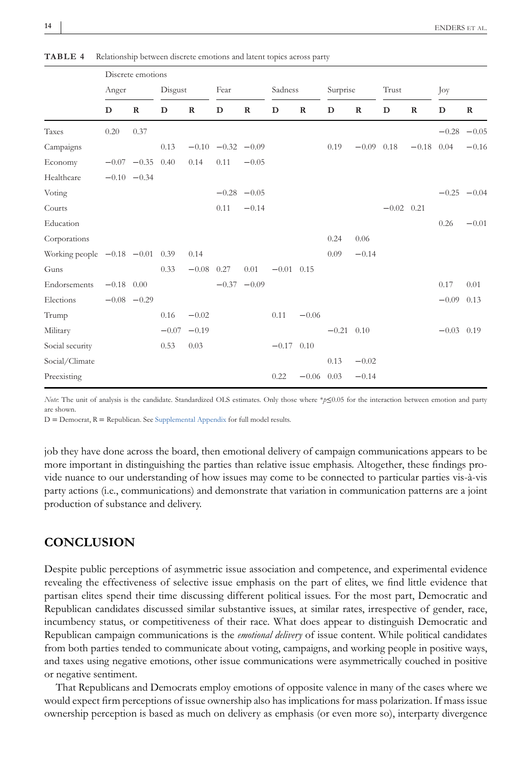**TABLE 4** Relationship between discrete emotions and latent topics across party

| | Discrete emotions | | | | | | | | | | | | | |
|---|---|---|---|---|---|---|---|---|---|---|---|---|---|---|
| | Anger | | Disgust | | Fear | | Sadness | | Surprise | | Trust | | Joy | |
| | **D** | **R** | **D** | **R** | **D** | **R** | **D** | **R** | **D** | **R** | **D** | **R** | **D** | **R** |
| Taxes | 0.20 | 0.37 | | | | | | | | | | | −0.28 | −0.05 |
| Campaigns | | | 0.13 | −0.10 | −0.32 | −0.09 | | | 0.19 | −0.09 | 0.18 | −0.18 | 0.04 | −0.16 |
| Economy | −0.07 | −0.35 | 0.40 | 0.14 | 0.11 | −0.05 | | | | | | | | |
| Healthcare | −0.10 | −0.34 | | | | | | | | | | | | |
| Voting | | | | | −0.28 | −0.05 | | | | | | | −0.25 | −0.04 |
| Courts | | | | | 0.11 | −0.14 | | | | | −0.02 | 0.21 | | |
| Education | | | | | | | | | | | | | 0.26 | −0.01 |
| Corporations | | | | | | | | | 0.24 | 0.06 | | | | |
| Working people | −0.18 | −0.01 | 0.39 | 0.14 | | | | | 0.09 | −0.14 | | | | |
| Guns | | | 0.33 | −0.08 | 0.27 | 0.01 | −0.01 | 0.15 | | | | | | |
| Endorsements | −0.18 | 0.00 | | | −0.37 | −0.09 | | | | | | | 0.17 | 0.01 |
| Elections | −0.08 | −0.29 | | | | | | | | | | | −0.09 | 0.13 |
| Trump | | | 0.16 | −0.02 | | | 0.11 | −0.06 | | | | | | |
| Military | | | −0.07 | −0.19 | | | | | −0.21 | 0.10 | | | −0.03 | 0.19 |
| Social security | | | 0.53 | 0.03 | | | −0.17 | 0.10 | | | | | | |
| Social/Climate | | | | | | | | | 0.13 | −0.02 | | | | |
| Preexisting | | | | | | | 0.22 | −0.06 | 0.03 | −0.14 | | | | |

*Note*: The unit of analysis is the candidate. Standardized OLS estimates. Only those where $*p \leq 0.05$ for the interaction between emotion and party are shown.

D = Democrat, R = Republican. See Supplemental Appendix for full model results.

job they have done across the board, then emotional delivery of campaign communications appears to be more important in distinguishing the parties than relative issue emphasis. Altogether, these findings provide nuance to our understanding of how issues may come to be connected to particular parties vis-à-vis party actions (i.e., communications) and demonstrate that variation in communication patterns are a joint production of substance and delivery.

## CONCLUSION

Despite public perceptions of asymmetric issue association and competence, and experimental evidence revealing the effectiveness of selective issue emphasis on the part of elites, we find little evidence that partisan elites spend their time discussing different political issues. For the most part, Democratic and Republican candidates discussed similar substantive issues, at similar rates, irrespective of gender, race, incumbency status, or competitiveness of their race. What does appear to distinguish Democratic and Republican campaign communications is the *emotional delivery* of issue content. While political candidates from both parties tended to communicate about voting, campaigns, and working people in positive ways, and taxes using negative emotions, other issue communications were asymmetrically couched in positive or negative sentiment.

That Republicans and Democrats employ emotions of opposite valence in many of the cases where we would expect firm perceptions of issue ownership also has implications for mass polarization. If mass issue ownership perception is based as much on delivery as emphasis (or even more so), interparty divergence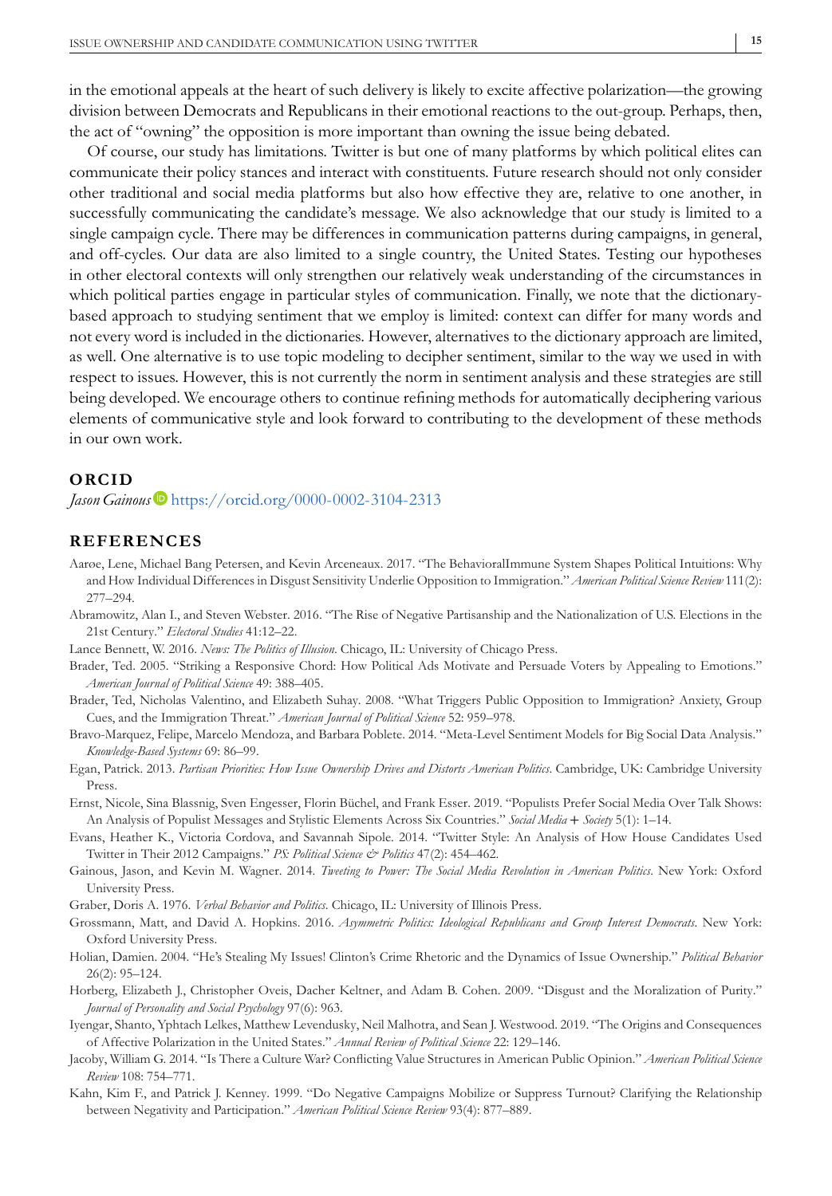in the emotional appeals at the heart of such delivery is likely to excite affective polarization—the growing division between Democrats and Republicans in their emotional reactions to the out-group. Perhaps, then, the act of "owning" the opposition is more important than owning the issue being debated.

Of course, our study has limitations. Twitter is but one of many platforms by which political elites can communicate their policy stances and interact with constituents. Future research should not only consider other traditional and social media platforms but also how effective they are, relative to one another, in successfully communicating the candidate's message. We also acknowledge that our study is limited to a single campaign cycle. There may be differences in communication patterns during campaigns, in general, and off-cycles. Our data are also limited to a single country, the United States. Testing our hypotheses in other electoral contexts will only strengthen our relatively weak understanding of the circumstances in which political parties engage in particular styles of communication. Finally, we note that the dictionary-based approach to studying sentiment that we employ is limited: context can differ for many words and not every word is included in the dictionaries. However, alternatives to the dictionary approach are limited, as well. One alternative is to use topic modeling to decipher sentiment, similar to the way we used in with respect to issues. However, this is not currently the norm in sentiment analysis and these strategies are still being developed. We encourage others to continue refining methods for automatically deciphering various elements of communicative style and look forward to contributing to the development of these methods in our own work.

## ORCID

*Jason Gainous* https://orcid.org/0000-0002-3104-2313

## REFERENCES

Aarøe, Lene, Michael Bang Petersen, and Kevin Arceneaux. 2017. "The BehavioralImmune System Shapes Political Intuitions: Why and How Individual Differences in Disgust Sensitivity Underlie Opposition to Immigration." *American Political Science Review* 111(2): 277–294.

Abramowitz, Alan I., and Steven Webster. 2016. "The Rise of Negative Partisanship and the Nationalization of U.S. Elections in the 21st Century." *Electoral Studies* 41:12–22.

Lance Bennett, W. 2016. *News: The Politics of Illusion*. Chicago, IL: University of Chicago Press.

Brader, Ted. 2005. "Striking a Responsive Chord: How Political Ads Motivate and Persuade Voters by Appealing to Emotions." *American Journal of Political Science* 49: 388–405.

Brader, Ted, Nicholas Valentino, and Elizabeth Suhay. 2008. "What Triggers Public Opposition to Immigration? Anxiety, Group Cues, and the Immigration Threat." *American Journal of Political Science* 52: 959–978.

Bravo-Marquez, Felipe, Marcelo Mendoza, and Barbara Poblete. 2014. "Meta-Level Sentiment Models for Big Social Data Analysis." *Knowledge-Based Systems* 69: 86–99.

Egan, Patrick. 2013. *Partisan Priorities: How Issue Ownership Drives and Distorts American Politics*. Cambridge, UK: Cambridge University Press.

Ernst, Nicole, Sina Blassnig, Sven Engesser, Florin Büchel, and Frank Esser. 2019. "Populists Prefer Social Media Over Talk Shows: An Analysis of Populist Messages and Stylistic Elements Across Six Countries." *Social Media + Society* 5(1): 1–14.

Evans, Heather K., Victoria Cordova, and Savannah Sipole. 2014. "Twitter Style: An Analysis of How House Candidates Used Twitter in Their 2012 Campaigns." *PS: Political Science & Politics* 47(2): 454–462.

Gainous, Jason, and Kevin M. Wagner. 2014. *Tweeting to Power: The Social Media Revolution in American Politics*. New York: Oxford University Press.

Graber, Doris A. 1976. *Verbal Behavior and Politics*. Chicago, IL: University of Illinois Press.

Grossmann, Matt, and David A. Hopkins. 2016. *Asymmetric Politics: Ideological Republicans and Group Interest Democrats*. New York: Oxford University Press.

Holian, Damien. 2004. "He's Stealing My Issues! Clinton's Crime Rhetoric and the Dynamics of Issue Ownership." *Political Behavior* 26(2): 95–124.

Horberg, Elizabeth J., Christopher Oveis, Dacher Keltner, and Adam B. Cohen. 2009. "Disgust and the Moralization of Purity." *Journal of Personality and Social Psychology* 97(6): 963.

Iyengar, Shanto, Yphtach Lelkes, Matthew Levendusky, Neil Malhotra, and Sean J. Westwood. 2019. "The Origins and Consequences of Affective Polarization in the United States." *Annual Review of Political Science* 22: 129–146.

Jacoby, William G. 2014. "Is There a Culture War? Conflicting Value Structures in American Public Opinion." *American Political Science Review* 108: 754–771.

Kahn, Kim F., and Patrick J. Kenney. 1999. "Do Negative Campaigns Mobilize or Suppress Turnout? Clarifying the Relationship between Negativity and Participation." *American Political Science Review* 93(4): 877–889.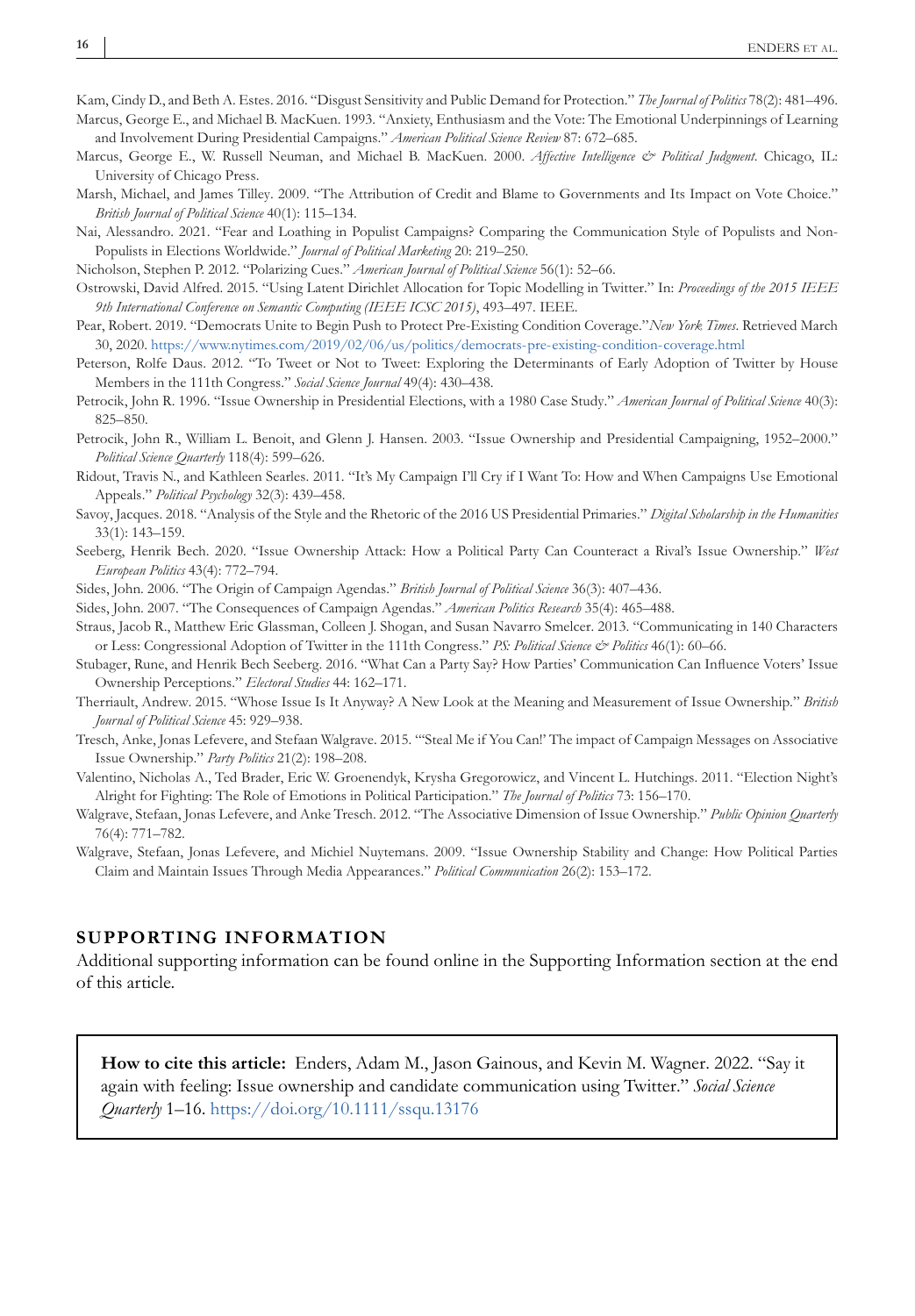Kam, Cindy D., and Beth A. Estes. 2016. "Disgust Sensitivity and Public Demand for Protection." *The Journal of Politics* 78(2): 481–496.

Marcus, George E., and Michael B. MacKuen. 1993. "Anxiety, Enthusiasm and the Vote: The Emotional Underpinnings of Learning and Involvement During Presidential Campaigns." *American Political Science Review* 87: 672–685.

Marcus, George E., W. Russell Neuman, and Michael B. MacKuen. 2000. *Affective Intelligence & Political Judgment*. Chicago, IL: University of Chicago Press.

Marsh, Michael, and James Tilley. 2009. "The Attribution of Credit and Blame to Governments and Its Impact on Vote Choice." *British Journal of Political Science* 40(1): 115–134.

Nai, Alessandro. 2021. "Fear and Loathing in Populist Campaigns? Comparing the Communication Style of Populists and Non-Populists in Elections Worldwide." *Journal of Political Marketing* 20: 219–250.

Nicholson, Stephen P. 2012. "Polarizing Cues." *American Journal of Political Science* 56(1): 52–66.

Ostrowski, David Alfred. 2015. "Using Latent Dirichlet Allocation for Topic Modelling in Twitter." In: *Proceedings of the 2015 IEEE 9th International Conference on Semantic Computing (IEEE ICSC 2015)*, 493–497. IEEE.

Pear, Robert. 2019. "Democrats Unite to Begin Push to Protect Pre-Existing Condition Coverage." *New York Times*. Retrieved March 30, 2020. https://www.nytimes.com/2019/02/06/us/politics/democrats-pre-existing-condition-coverage.html

Peterson, Rolfe Daus. 2012. "To Tweet or Not to Tweet: Exploring the Determinants of Early Adoption of Twitter by House Members in the 111th Congress." *Social Science Journal* 49(4): 430–438.

Petrocik, John R. 1996. "Issue Ownership in Presidential Elections, with a 1980 Case Study." *American Journal of Political Science* 40(3): 825–850.

Petrocik, John R., William L. Benoit, and Glenn J. Hansen. 2003. "Issue Ownership and Presidential Campaigning, 1952–2000." *Political Science Quarterly* 118(4): 599–626.

Ridout, Travis N., and Kathleen Searles. 2011. "It's My Campaign I'll Cry if I Want To: How and When Campaigns Use Emotional Appeals." *Political Psychology* 32(3): 439–458.

Savoy, Jacques. 2018. "Analysis of the Style and the Rhetoric of the 2016 US Presidential Primaries." *Digital Scholarship in the Humanities* 33(1): 143–159.

Seeberg, Henrik Bech. 2020. "Issue Ownership Attack: How a Political Party Can Counteract a Rival's Issue Ownership." *West European Politics* 43(4): 772–794.

Sides, John. 2006. "The Origin of Campaign Agendas." *British Journal of Political Science* 36(3): 407–436.

Sides, John. 2007. "The Consequences of Campaign Agendas." *American Politics Research* 35(4): 465–488.

Straus, Jacob R., Matthew Eric Glassman, Colleen J. Shogan, and Susan Navarro Smelcer. 2013. "Communicating in 140 Characters or Less: Congressional Adoption of Twitter in the 111th Congress." *PS: Political Science & Politics* 46(1): 60–66.

Stubager, Rune, and Henrik Bech Seeberg. 2016. "What Can a Party Say? How Parties' Communication Can Influence Voters' Issue Ownership Perceptions." *Electoral Studies* 44: 162–171.

Therriault, Andrew. 2015. "Whose Issue Is It Anyway? A New Look at the Meaning and Measurement of Issue Ownership." *British Journal of Political Science* 45: 929–938.

Tresch, Anke, Jonas Lefevere, and Stefaan Walgrave. 2015. "'Steal Me if You Can!' The impact of Campaign Messages on Associative Issue Ownership." *Party Politics* 21(2): 198–208.

Valentino, Nicholas A., Ted Brader, Eric W. Groenendyk, Krysha Gregorowicz, and Vincent L. Hutchings. 2011. "Election Night's Alright for Fighting: The Role of Emotions in Political Participation." *The Journal of Politics* 73: 156–170.

Walgrave, Stefaan, Jonas Lefevere, and Anke Tresch. 2012. "The Associative Dimension of Issue Ownership." *Public Opinion Quarterly* 76(4): 771–782.

Walgrave, Stefaan, Jonas Lefevere, and Michiel Nuytemans. 2009. "Issue Ownership Stability and Change: How Political Parties Claim and Maintain Issues Through Media Appearances." *Political Communication* 26(2): 153–172.

## SUPPORTING INFORMATION

Additional supporting information can be found online in the Supporting Information section at the end of this article.

**How to cite this article:** Enders, Adam M., Jason Gainous, and Kevin M. Wagner. 2022. "Say it again with feeling: Issue ownership and candidate communication using Twitter." *Social Science Quarterly* 1–16. https://doi.org/10.1111/ssqu.13176